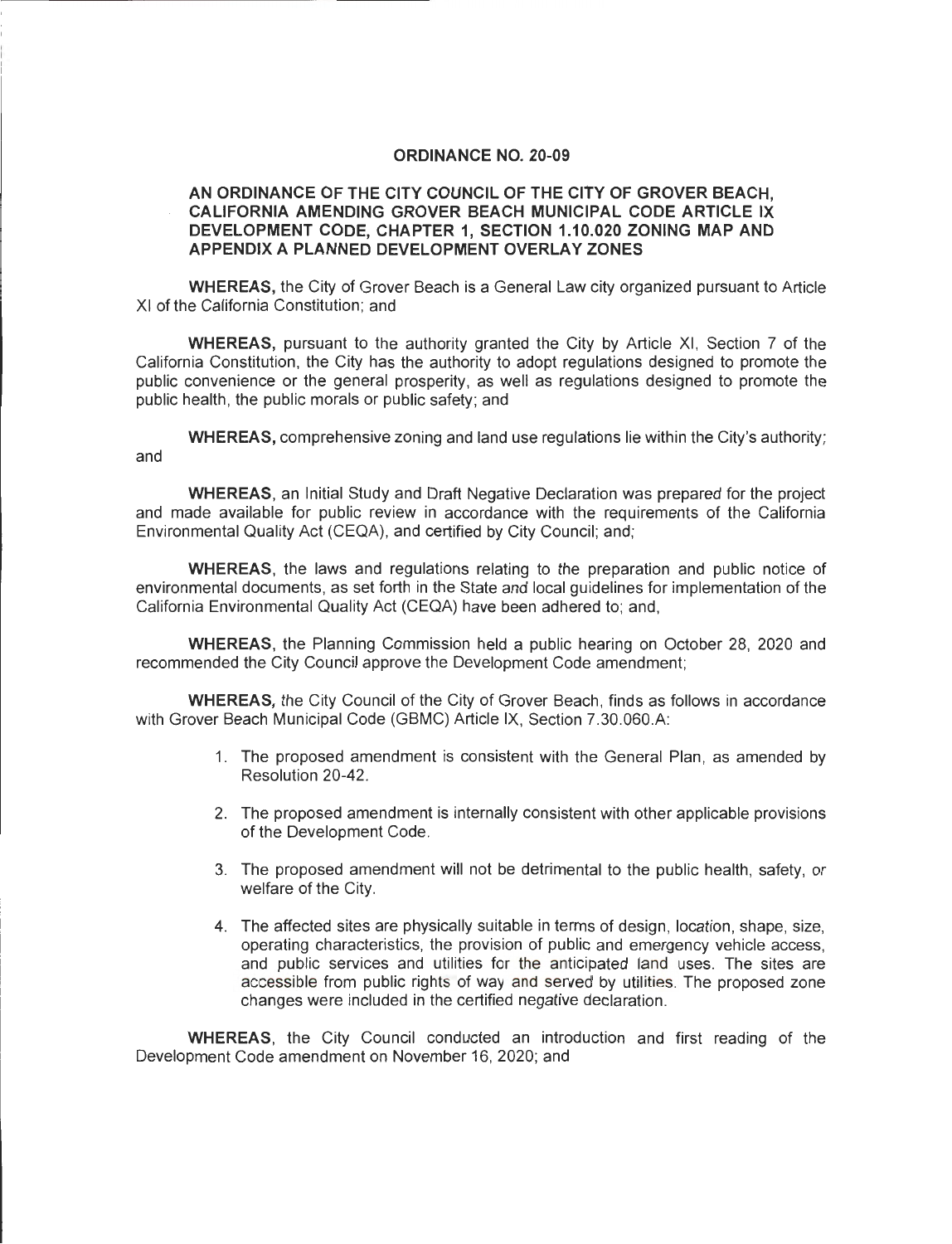# ORDINANCE NO. 20-09

## AN ORDINANCE OF THE CITY COUNCIL OF THE CITY OF GROVER BEACH, CALIFORNIA AMENDING GROVER BEACH MUNICIPAL CODE ARTICLE IX DEVELOPMENT CODE, CHAPTER 1, SECTION 1.10.020 ZONING MAP AND APPENDIX A PLANNED DEVELOPMENT OVERLAY ZONES

**WHEREAS,** the City of Grover Beach is a General Law city organized pursuant to Article XI of the California Constitution; and

**WHEREAS,** pursuant to the authority granted the City by Article XI, Section 7 of the California Constitution, the City has the authority to adopt regulations designed to promote the public convenience or the general prosperity, as well as regulations designed to promote the public health, the public morals or public safety; and

**WHEREAS,** comprehensive zoning and land use regulations lie within the City's authority; and

**WHEREAS**, an Initial Study and Draft Negative Declaration was prepared for the project and made available for public review in accordance with the requirements of the California Environmental Quality Act (CEQA), and certified by City Council; and;

**WHEREAS**, the laws and regulations relating to the preparation and public notice of environmental documents, as set forth in the State and local guidelines for implementation of the California Environmental Quality Act (CEQA) have been adhered to; and,

**WHEREAS**, the Planning Commission held a public hearing on October 28, 2020 and recommended the City Council approve the Development Code amendment;

**WHEREAS,** the City Council of the City of Grover Beach, finds as follows in accordance with Grover Beach Municipal Code (GBMC) Article IX, Section 7.30.060.A:

1. The proposed amendment is consistent with the General Plan, as amended by Resolution 20-42.
2. The proposed amendment is internally consistent with other applicable provisions of the Development Code.
3. The proposed amendment will not be detrimental to the public health, safety, or welfare of the City.
4. The affected sites are physically suitable in terms of design, location, shape, size, operating characteristics, the provision of public and emergency vehicle access, and public services and utilities for the anticipated land uses. The sites are accessible from public rights of way and served by utilities. The proposed zone changes were included in the certified negative declaration.

**WHEREAS**, the City Council conducted an introduction and first reading of the Development Code amendment on November 16, 2020; and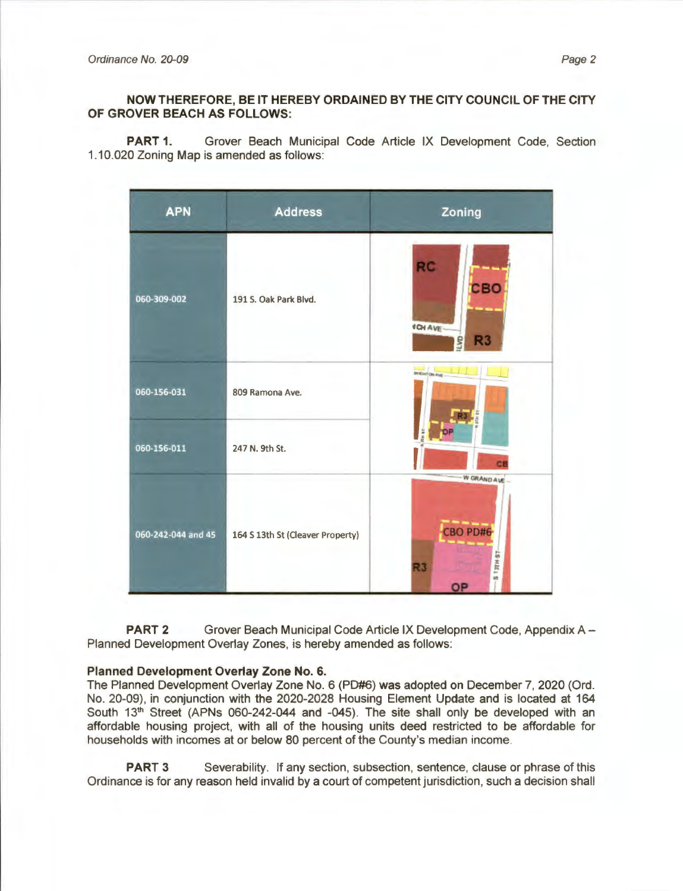**NOW THEREFORE, BE IT HEREBY ORDAINED BY THE CITY COUNCIL OF THE CITY OF GROVER BEACH AS FOLLOWS:**

**PART 1.** Grover Beach Municipal Code Article IX Development Code, Section 1.10.020 Zoning Map is amended as follows:

| APN | Address | Zoning |
|---|---|---|
| 060-309-002 | 191 S. Oak Park Blvd. | RC, CBO, R3 |
| 060-156-031 | 809 Ramona Ave. | R3, OP, CB |
| 060-156-011 | 247 N. 9th St. | |
| 060-242-044 and 45 | 164 S 13th St (Cleaver Property) | CBO PD#6, R3, OP |

**PART 2** Grover Beach Municipal Code Article IX Development Code, Appendix A – Planned Development Overlay Zones, is hereby amended as follows:

**Planned Development Overlay Zone No. 6.**

The Planned Development Overlay Zone No. 6 (PD#6) was adopted on December 7, 2020 (Ord. No. 20-09), in conjunction with the 2020-2028 Housing Element Update and is located at 164 South 13th Street (APNs 060-242-044 and -045). The site shall only be developed with an affordable housing project, with all of the housing units deed restricted to be affordable for households with incomes at or below 80 percent of the County's median income.

**PART 3** Severability. If any section, subsection, sentence, clause or phrase of this Ordinance is for any reason held invalid by a court of competent jurisdiction, such a decision shall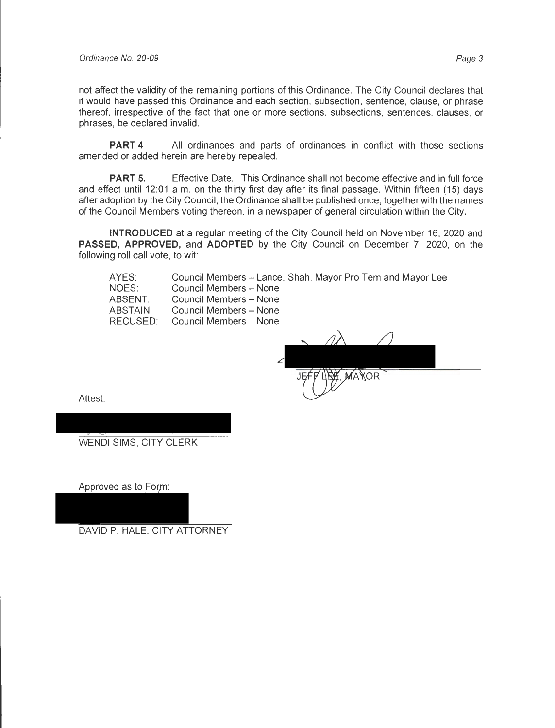not affect the validity of the remaining portions of this Ordinance. The City Council declares that it would have passed this Ordinance and each section, subsection, sentence, clause, or phrase thereof, irrespective of the fact that one or more sections, subsections, sentences, clauses, or phrases, be declared invalid.

**PART 4** All ordinances and parts of ordinances in conflict with those sections amended or added herein are hereby repealed.

**PART 5.** Effective Date. This Ordinance shall not become effective and in full force and effect until 12:01 a.m. on the thirty first day after its final passage. Within fifteen (15) days after adoption by the City Council, the Ordinance shall be published once, together with the names of the Council Members voting thereon, in a newspaper of general circulation within the City.

**INTRODUCED** at a regular meeting of the City Council held on November 16, 2020 and **PASSED, APPROVED,** and **ADOPTED** by the City Council on December 7, 2020, on the following roll call vote, to wit:

| | |
|---|---|
| AYES: | Council Members – Lance, Shah, Mayor Pro Tem and Mayor Lee |
| NOES: | Council Members – None |
| ABSENT: | Council Members – None |
| ABSTAIN: | Council Members – None |
| RECUSED: | Council Members – None |

JEFF LEE, MAYOR

Attest:

WENDI SIMS, CITY CLERK

Approved as to Form:

DAVID P. HALE, CITY ATTORNEY